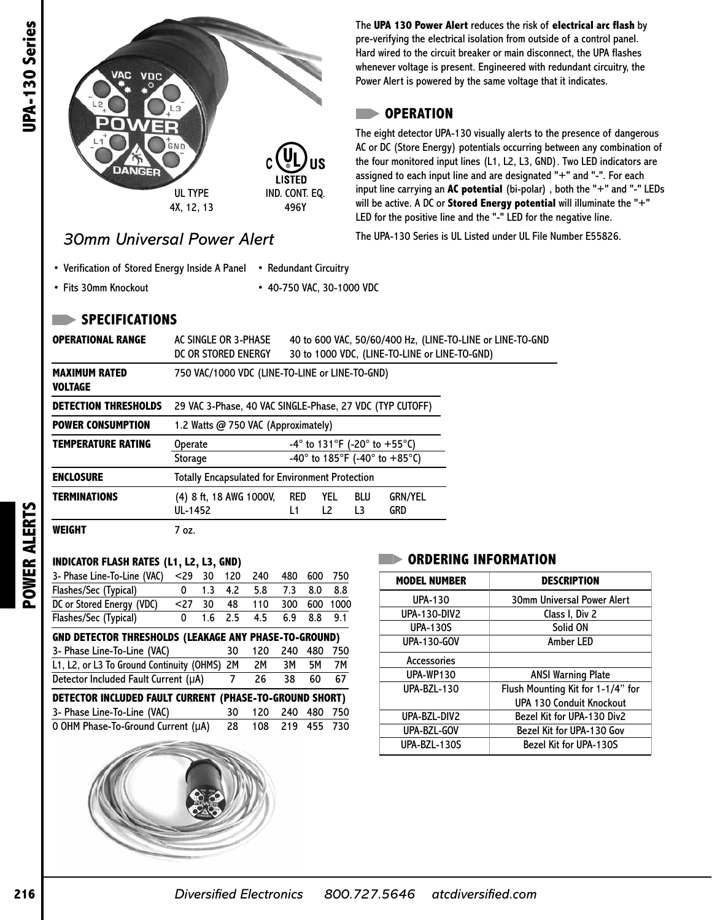UL TYPE 4X, 12, 13

IND. CONT. EQ. 496Y

*30mm Universal Power Alert*

The **UPA 130 Power Alert** reduces the risk of **electrical arc flash** by pre-verifying the electrical isolation from outside of a control panel. Hard wired to the circuit breaker or main disconnect, the UPA flashes whenever voltage is present. Engineered with redundant circuitry, the Power Alert is powered by the same voltage that it indicates.

## OPERATION

The eight detector UPA-130 visually alerts to the presence of dangerous AC or DC (Store Energy) potentials occurring between any combination of the four monitored input lines (L1, L2, L3, GND). Two LED indicators are assigned to each input line and are designated "+" and "-". For each input line carrying an **AC potential** (bi-polar), both the "+" and "-" LEDs will be active. A DC or **Stored Energy potential** will illuminate the "+" LED for the positive line and the "-" LED for the negative line.

The UPA-130 Series is UL Listed under UL File Number E55826.

- Verification of Stored Energy Inside A Panel
- Fits 30mm Knockout
- Redundant Circuitry
- 40-750 VAC, 30-1000 VDC

## SPECIFICATIONS

| | | |
|---|---|---|
| **OPERATIONAL RANGE** | AC SINGLE OR 3-PHASE | 40 to 600 VAC, 50/60/400 Hz, (LINE-TO-LINE or LINE-TO-GND |
| | DC OR STORED ENERGY | 30 to 1000 VDC, (LINE-TO-LINE or LINE-TO-GND) |
| **MAXIMUM RATED VOLTAGE** | 750 VAC/1000 VDC (LINE-TO-LINE or LINE-TO-GND) | |
| **DETECTION THRESHOLDS** | 29 VAC 3-Phase, 40 VAC SINGLE-Phase, 27 VDC (TYP CUTOFF) | |
| **POWER CONSUMPTION** | 1.2 Watts @ 750 VAC (Approximately) | |
| **TEMPERATURE RATING** | Operate | -4° to 131°F (-20° to +55°C) |
| | Storage | -40° to 185°F (-40° to +85°C) |
| **ENCLOSURE** | Totally Encapsulated for Environment Protection | |
| **TERMINATIONS** | (4) 8 ft, 18 AWG 1000V, UL-1452 | RED L1, YEL L2, BLU L3, GRN/YEL GRD |
| **WEIGHT** | 7 oz. | |

**INDICATOR FLASH RATES (L1, L2, L3, GND)**

| 3- Phase Line-To-Line (VAC) | <29 | 30 | 120 | 240 | 480 | 600 | 750 |
|---|---|---|---|---|---|---|---|
| Flashes/Sec (Typical) | 0 | 1.3 | 4.2 | 5.8 | 7.3 | 8.0 | 8.8 |
| DC or Stored Energy (VDC) | <27 | 30 | 48 | 110 | 300 | 600 | 1000 |
| Flashes/Sec (Typical) | 0 | 1.6 | 2.5 | 4.5 | 6.9 | 8.8 | 9.1 |

**GND DETECTOR THRESHOLDS (LEAKAGE ANY PHASE-TO-GROUND)**

| 3- Phase Line-To-Line (VAC) | 30 | 120 | 240 | 480 | 750 |
|---|---|---|---|---|---|
| L1, L2, or L3 To Ground Continuity (OHMS) | 2M | 2M | 3M | 5M | 7M |
| Detector Included Fault Current (μA) | 7 | 26 | 38 | 60 | 67 |

**DETECTOR INCLUDED FAULT CURRENT (PHASE-TO-GROUND SHORT)**

| 3- Phase Line-To-Line (VAC) | 30 | 120 | 240 | 480 | 750 |
|---|---|---|---|---|---|
| 0 OHM Phase-To-Ground Current (μA) | 28 | 108 | 219 | 455 | 730 |

## ORDERING INFORMATION

| MODEL NUMBER | DESCRIPTION |
|---|---|
| UPA-130 | 30mm Universal Power Alert |
| UPA-130-DIV2 | Class I, Div 2 |
| UPA-130S | Solid ON |
| UPA-130-GOV | Amber LED |
| Accessories | |
| UPA-WP130 | ANSI Warning Plate |
| UPA-BZL-130 | Flush Mounting Kit for 1-1/4" for UPA 130 Conduit Knockout |
| UPA-BZL-DIV2 | Bezel Kit for UPA-130 Div2 |
| UPA-BZL-GOV | Bezel Kit for UPA-130 Gov |
| UPA-BZL-130S | Bezel Kit for UPA-130S |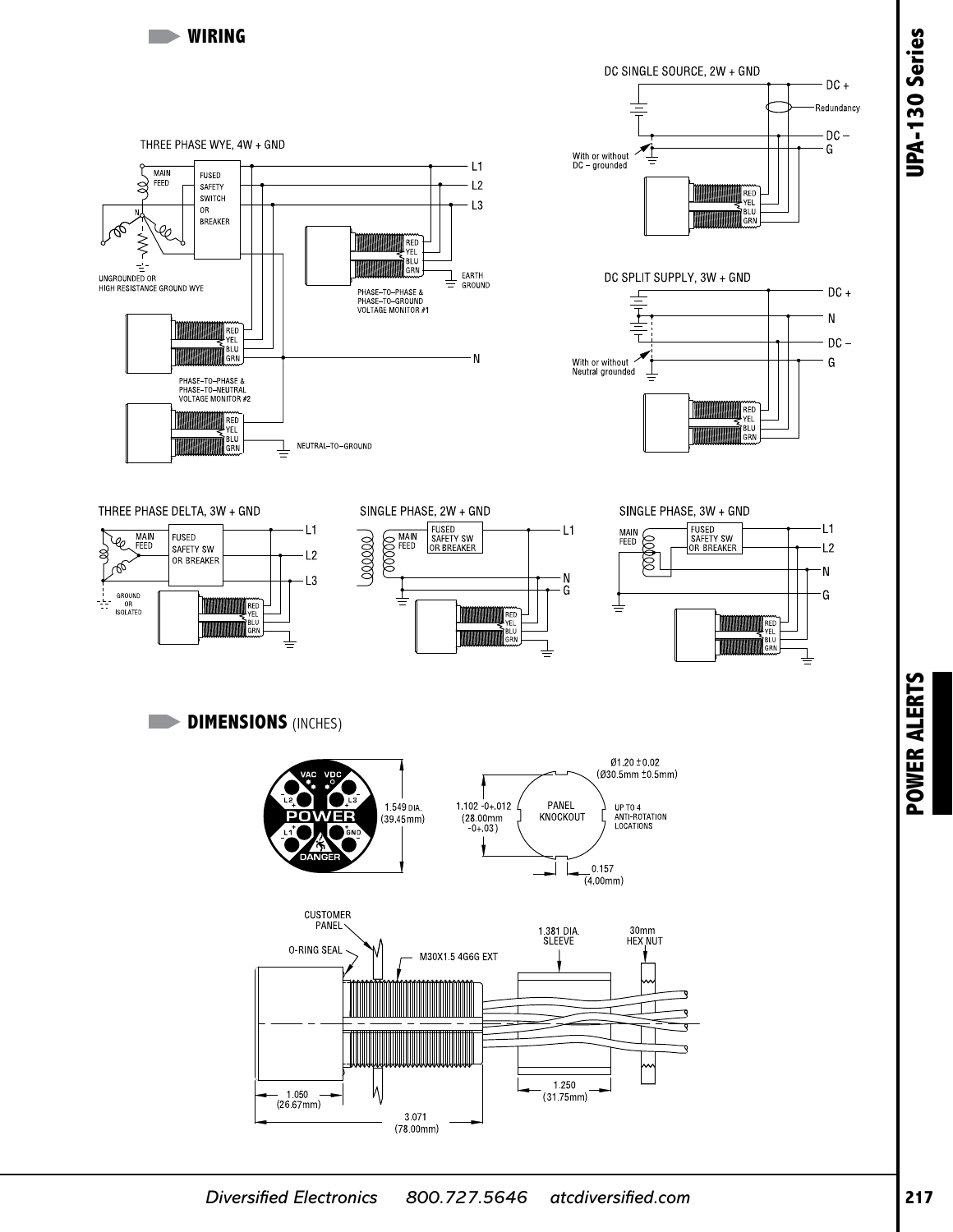## WIRING

DC SINGLE SOURCE, 2W + GND

DC +

Redundancy

DC –

G

With or without DC – grounded

RED
YEL
BLU
GRN

THREE PHASE WYE, 4W + GND

MAIN FEED

FUSED SAFETY SWITCH OR BREAKER

L1

L2

L3

N

UNGROUNDED OR HIGH RESISTANCE GROUND WYE

RED
YEL
BLU
GRN

EARTH GROUND

PHASE–TO–PHASE & PHASE–TO–GROUND VOLTAGE MONITOR #1

DC SPLIT SUPPLY, 3W + GND

DC +

N

DC –

G

With or without Neutral grounded

N

RED
YEL
BLU
GRN

PHASE–TO–PHASE & PHASE–TO–NEUTRAL VOLTAGE MONITOR #2

RED
YEL
BLU
GRN

NEUTRAL–TO–GROUND

THREE PHASE DELTA, 3W + GND

MAIN FEED

FUSED SAFETY SW OR BREAKER

L1

L2

L3

GROUND OR ISOLATED

RED
YEL
BLU
GRN

SINGLE PHASE, 2W + GND

MAIN FEED

FUSED SAFETY SW OR BREAKER

L1

N

G

RED
YEL
BLU
GRN

SINGLE PHASE, 3W + GND

MAIN FEED

FUSED SAFETY SW OR BREAKER

L1

L2

N

G

RED
YEL
BLU
GRN

## DIMENSIONS (INCHES)

VAC VDC

L2 L3

POWER

L1 GND

DANGER

1.549 DIA. (39.45mm)

Ø1.20 ± 0.02 (Ø30.5mm ± 0.5mm)

1.102 -0+.012 (28.00mm -0+.03)

PANEL KNOCKOUT

UP TO 4 ANTI-ROTATION LOCATIONS

0.157 (4.00mm)

CUSTOMER PANEL

O-RING SEAL

M30X1.5 4G6G EXT

1.381 DIA. SLEEVE

30mm HEX NUT

1.050 (26.67mm)

1.250 (31.75mm)

3.071 (78.00mm)